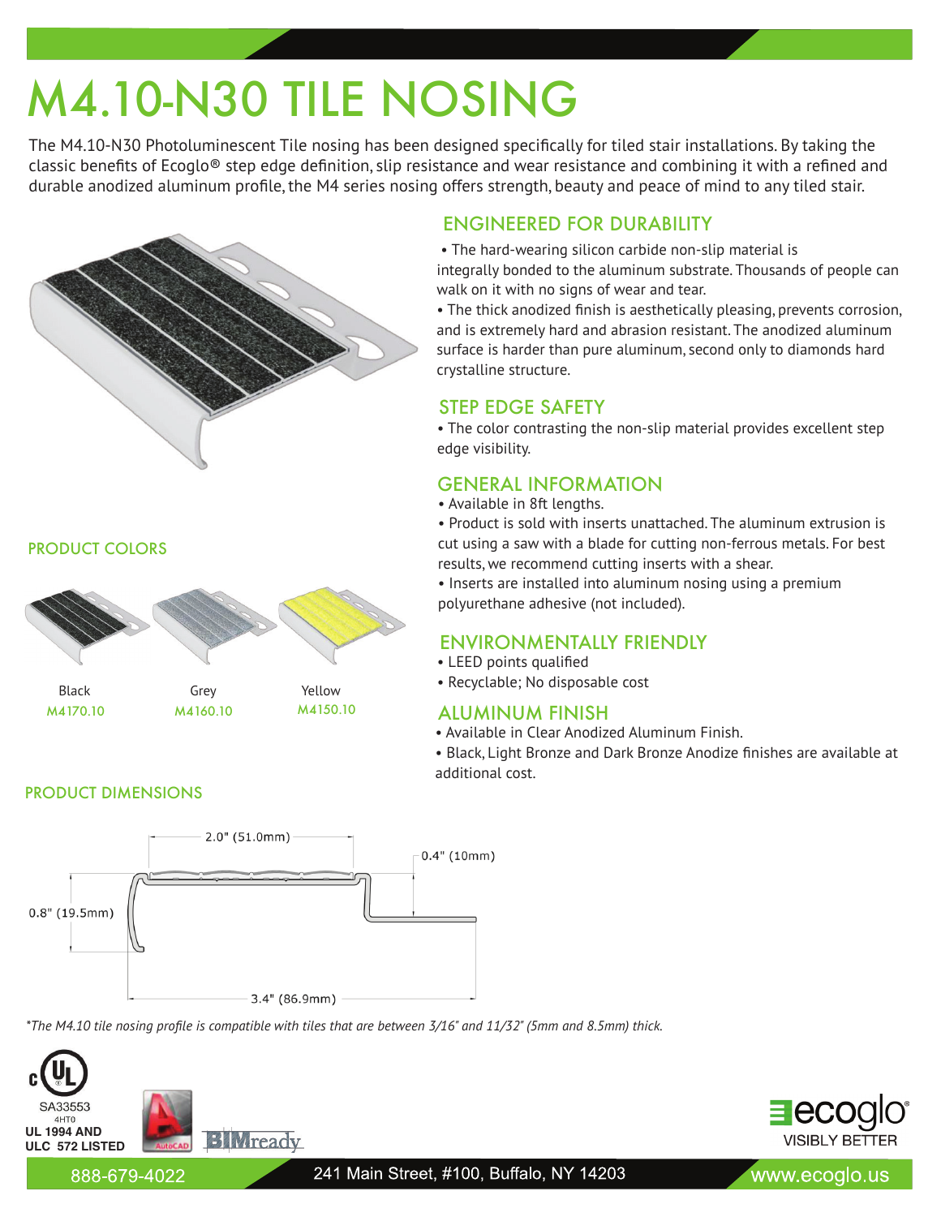# M4.10-N30 TILE NOSING

The M4.10-N30 Photoluminescent Tile nosing has been designed specifically for tiled stair installations. By taking the classic benefits of Ecoglo® step edge definition, slip resistance and wear resistance and combining it with a refined and durable anodized aluminum profile, the M4 series nosing offers strength, beauty and peace of mind to any tiled stair.

## ENGINEERED FOR DURABILITY

- The hard-wearing silicon carbide non-slip material is integrally bonded to the aluminum substrate. Thousands of people can walk on it with no signs of wear and tear.
- The thick anodized finish is aesthetically pleasing, prevents corrosion, and is extremely hard and abrasion resistant. The anodized aluminum surface is harder than pure aluminum, second only to diamonds hard crystalline structure.

## STEP EDGE SAFETY

- The color contrasting the non-slip material provides excellent step edge visibility.

## GENERAL INFORMATION

- Available in 8ft lengths.
- Product is sold with inserts unattached. The aluminum extrusion is cut using a saw with a blade for cutting non-ferrous metals. For best results, we recommend cutting inserts with a shear.
- Inserts are installed into aluminum nosing using a premium polyurethane adhesive (not included).

## ENVIRONMENTALLY FRIENDLY

- LEED points qualified
- Recyclable; No disposable cost

## ALUMINUM FINISH

- Available in Clear Anodized Aluminum Finish.
- Black, Light Bronze and Dark Bronze Anodize finishes are available at additional cost.

## PRODUCT COLORS

| Black | Grey | Yellow |
|---|---|---|
| M4170.10 | M4160.10 | M4150.10 |

## PRODUCT DIMENSIONS

2.0" (51.0mm)

0.4" (10mm)

0.8" (19.5mm)

3.4" (86.9mm)

*\*The M4.10 tile nosing profile is compatible with tiles that are between 3/16" and 11/32" (5mm and 8.5mm) thick.*

SA33553
4HT0
**UL 1994 AND ULC 572 LISTED**

AutoCAD BIMready

ecoglo® VISIBLY BETTER

888-679-4022 | 241 Main Street, #100, Buffalo, NY 14203 | www.ecoglo.us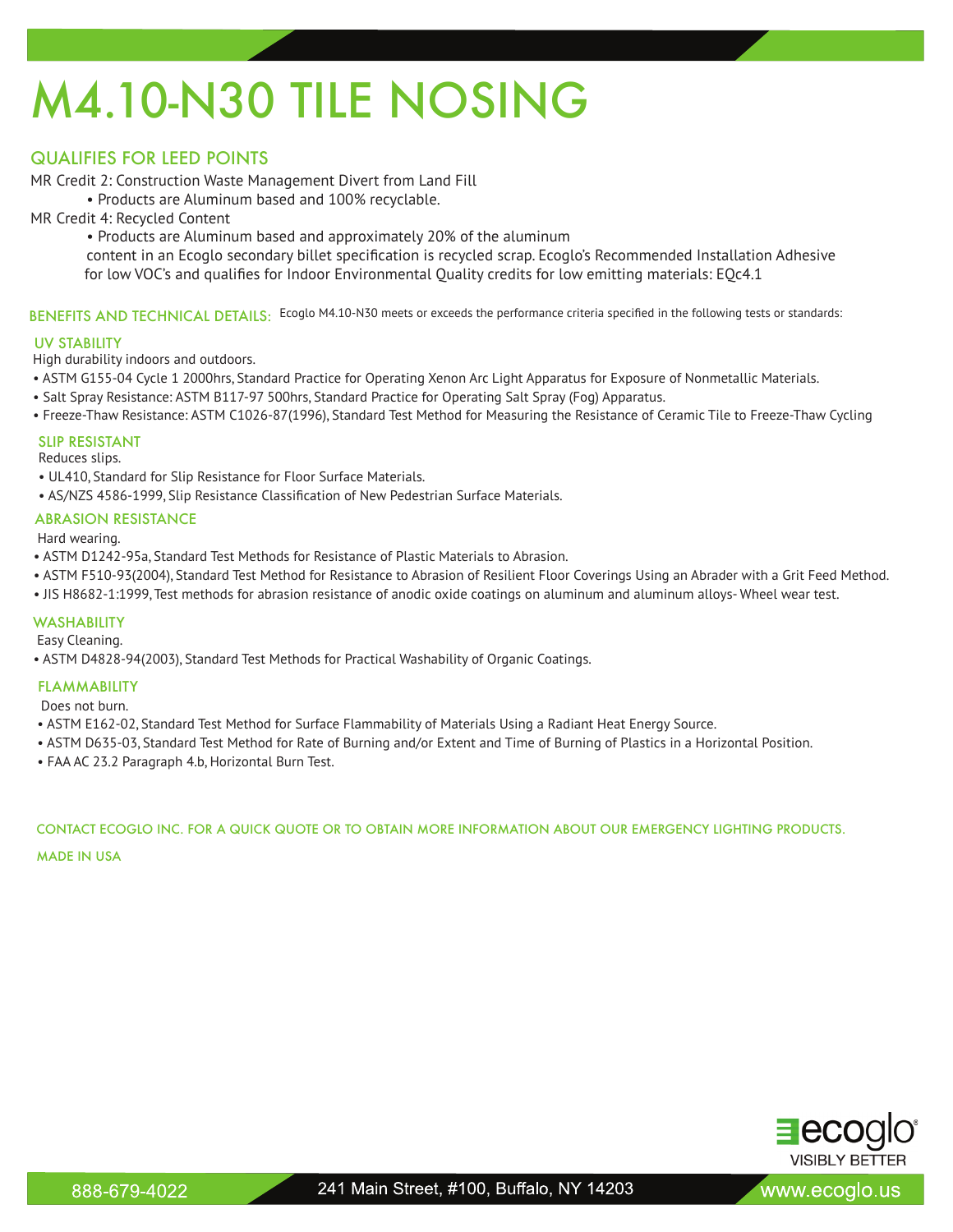# M4.10-N30 TILE NOSING

## QUALIFIES FOR LEED POINTS

MR Credit 2: Construction Waste Management Divert from Land Fill

- Products are Aluminum based and 100% recyclable.

MR Credit 4: Recycled Content

- Products are Aluminum based and approximately 20% of the aluminum content in an Ecoglo secondary billet specification is recycled scrap. Ecoglo's Recommended Installation Adhesive for low VOC's and qualifies for Indoor Environmental Quality credits for low emitting materials: EQc4.1

## BENEFITS AND TECHNICAL DETAILS:

Ecoglo M4.10-N30 meets or exceeds the performance criteria specified in the following tests or standards:

### UV STABILITY

High durability indoors and outdoors.

- ASTM G155-04 Cycle 1 2000hrs, Standard Practice for Operating Xenon Arc Light Apparatus for Exposure of Nonmetallic Materials.
- Salt Spray Resistance: ASTM B117-97 500hrs, Standard Practice for Operating Salt Spray (Fog) Apparatus.
- Freeze-Thaw Resistance: ASTM C1026-87(1996), Standard Test Method for Measuring the Resistance of Ceramic Tile to Freeze-Thaw Cycling

### SLIP RESISTANT

Reduces slips.

- UL410, Standard for Slip Resistance for Floor Surface Materials.
- AS/NZS 4586-1999, Slip Resistance Classification of New Pedestrian Surface Materials.

### ABRASION RESISTANCE

Hard wearing.

- ASTM D1242-95a, Standard Test Methods for Resistance of Plastic Materials to Abrasion.
- ASTM F510-93(2004), Standard Test Method for Resistance to Abrasion of Resilient Floor Coverings Using an Abrader with a Grit Feed Method.
- JIS H8682-1:1999, Test methods for abrasion resistance of anodic oxide coatings on aluminum and aluminum alloys- Wheel wear test.

### WASHABILITY

Easy Cleaning.

- ASTM D4828-94(2003), Standard Test Methods for Practical Washability of Organic Coatings.

### FLAMMABILITY

Does not burn.

- ASTM E162-02, Standard Test Method for Surface Flammability of Materials Using a Radiant Heat Energy Source.
- ASTM D635-03, Standard Test Method for Rate of Burning and/or Extent and Time of Burning of Plastics in a Horizontal Position.
- FAA AC 23.2 Paragraph 4.b, Horizontal Burn Test.

CONTACT ECOGLO INC. FOR A QUICK QUOTE OR TO OBTAIN MORE INFORMATION ABOUT OUR EMERGENCY LIGHTING PRODUCTS.

MADE IN USA

ecoglo® VISIBLY BETTER

888-679-4022 241 Main Street, #100, Buffalo, NY 14203 www.ecoglo.us